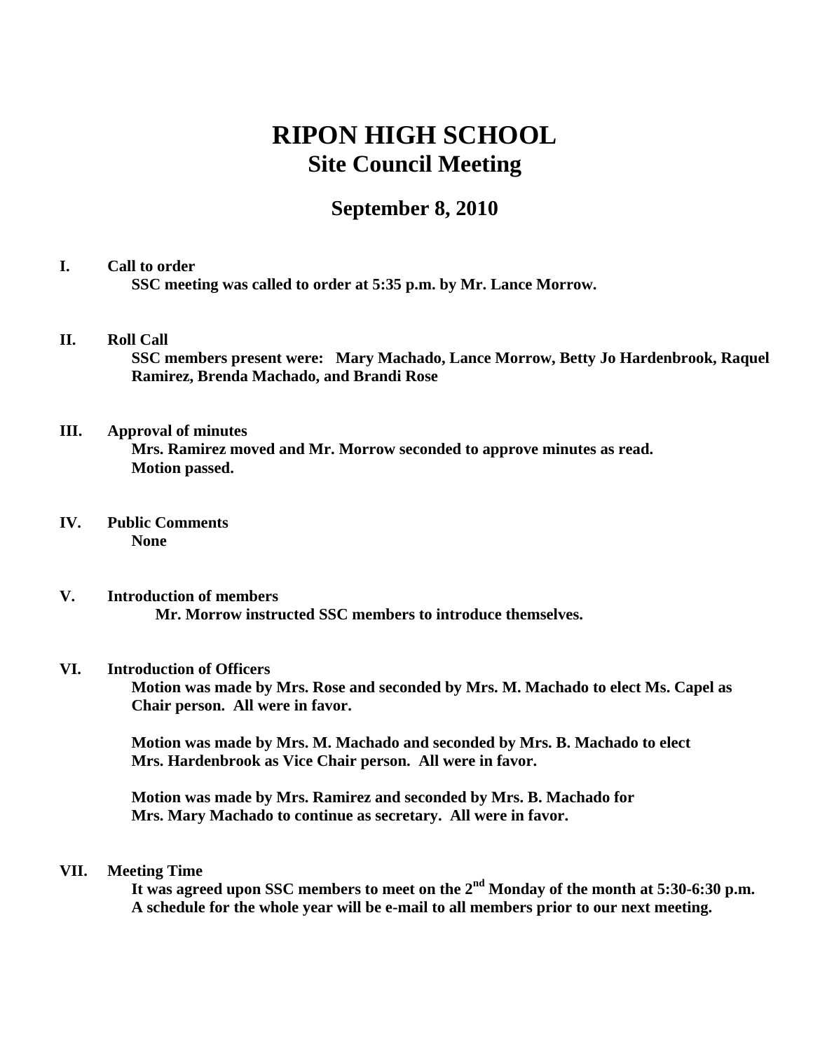# RIPON HIGH SCHOOL
## Site Council Meeting

## September 8, 2010

**I. Call to order**

**SSC meeting was called to order at 5:35 p.m. by Mr. Lance Morrow.**

**II. Roll Call**

**SSC members present were: Mary Machado, Lance Morrow, Betty Jo Hardenbrook, Raquel Ramirez, Brenda Machado, and Brandi Rose**

**III. Approval of minutes**

**Mrs. Ramirez moved and Mr. Morrow seconded to approve minutes as read. Motion passed.**

**IV. Public Comments**

**None**

**V. Introduction of members**

**Mr. Morrow instructed SSC members to introduce themselves.**

**VI. Introduction of Officers**

**Motion was made by Mrs. Rose and seconded by Mrs. M. Machado to elect Ms. Capel as Chair person. All were in favor.**

**Motion was made by Mrs. M. Machado and seconded by Mrs. B. Machado to elect Mrs. Hardenbrook as Vice Chair person. All were in favor.**

**Motion was made by Mrs. Ramirez and seconded by Mrs. B. Machado for Mrs. Mary Machado to continue as secretary. All were in favor.**

**VII. Meeting Time**

**It was agreed upon SSC members to meet on the 2nd Monday of the month at 5:30-6:30 p.m. A schedule for the whole year will be e-mail to all members prior to our next meeting.**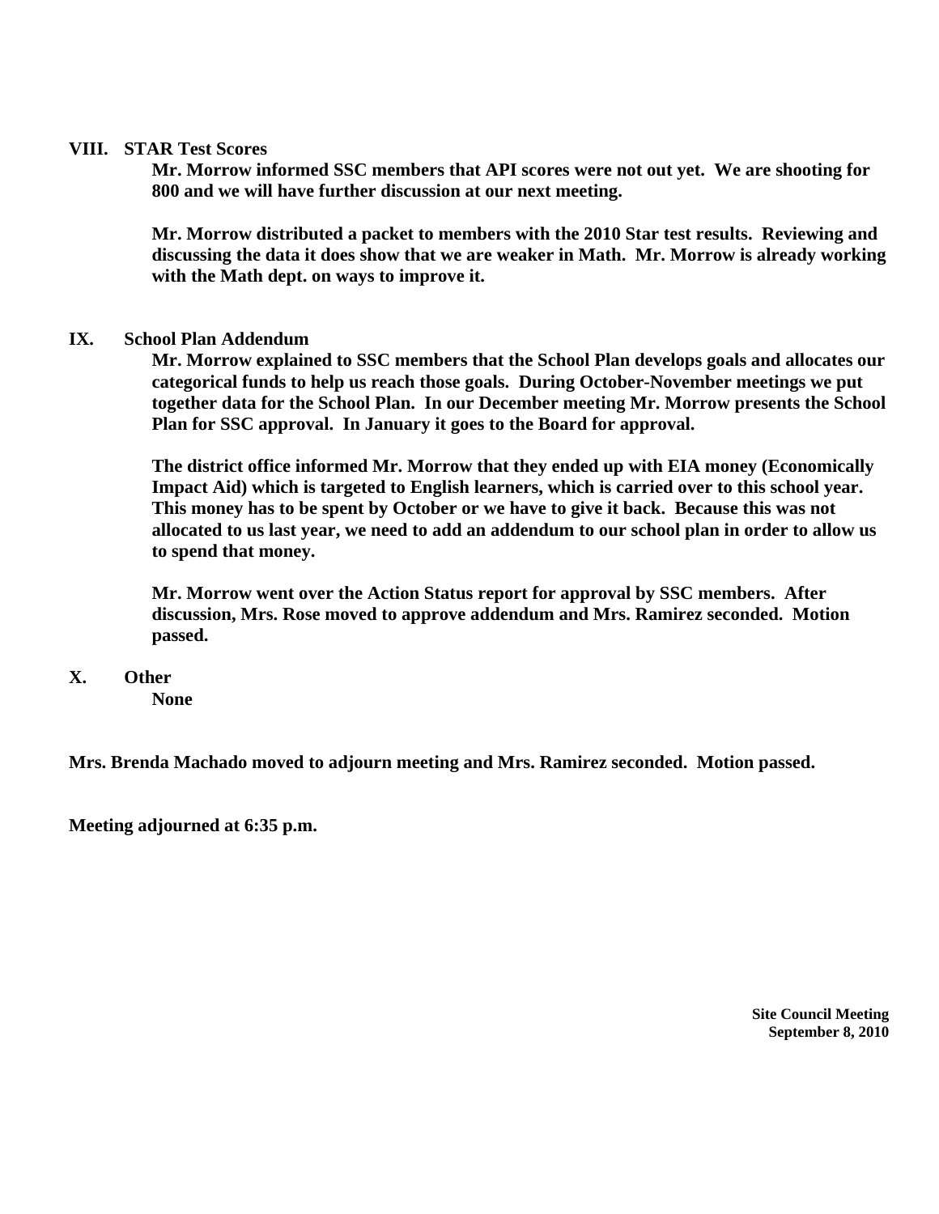## VIII. STAR Test Scores

**Mr. Morrow informed SSC members that API scores were not out yet. We are shooting for 800 and we will have further discussion at our next meeting.**

**Mr. Morrow distributed a packet to members with the 2010 Star test results. Reviewing and discussing the data it does show that we are weaker in Math. Mr. Morrow is already working with the Math dept. on ways to improve it.**

## IX. School Plan Addendum

**Mr. Morrow explained to SSC members that the School Plan develops goals and allocates our categorical funds to help us reach those goals. During October-November meetings we put together data for the School Plan. In our December meeting Mr. Morrow presents the School Plan for SSC approval. In January it goes to the Board for approval.**

**The district office informed Mr. Morrow that they ended up with EIA money (Economically Impact Aid) which is targeted to English learners, which is carried over to this school year. This money has to be spent by October or we have to give it back. Because this was not allocated to us last year, we need to add an addendum to our school plan in order to allow us to spend that money.**

**Mr. Morrow went over the Action Status report for approval by SSC members. After discussion, Mrs. Rose moved to approve addendum and Mrs. Ramirez seconded. Motion passed.**

## X. Other

**None**

**Mrs. Brenda Machado moved to adjourn meeting and Mrs. Ramirez seconded. Motion passed.**

**Meeting adjourned at 6:35 p.m.**